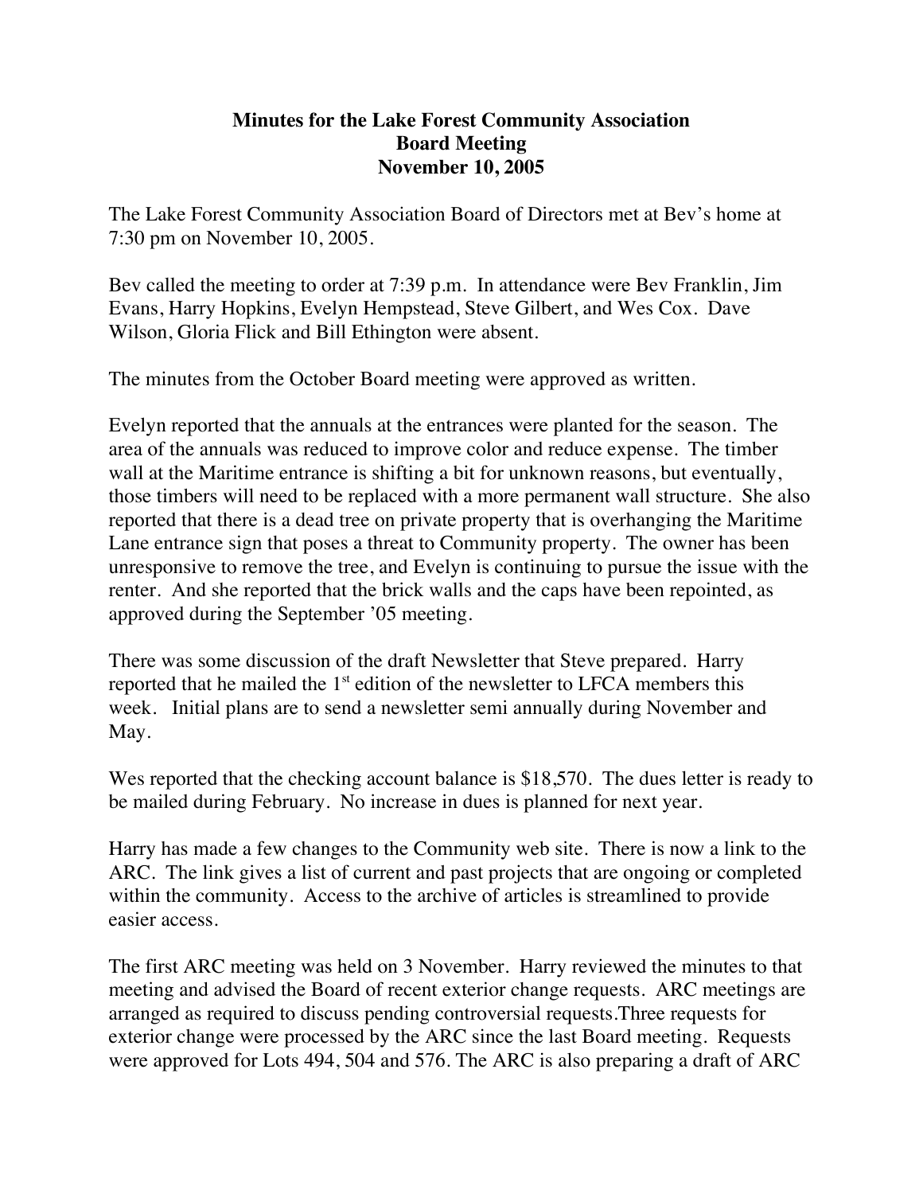# Minutes for the Lake Forest Community Association Board Meeting November 10, 2005

The Lake Forest Community Association Board of Directors met at Bev's home at 7:30 pm on November 10, 2005.

Bev called the meeting to order at 7:39 p.m. In attendance were Bev Franklin, Jim Evans, Harry Hopkins, Evelyn Hempstead, Steve Gilbert, and Wes Cox. Dave Wilson, Gloria Flick and Bill Ethington were absent.

The minutes from the October Board meeting were approved as written.

Evelyn reported that the annuals at the entrances were planted for the season. The area of the annuals was reduced to improve color and reduce expense. The timber wall at the Maritime entrance is shifting a bit for unknown reasons, but eventually, those timbers will need to be replaced with a more permanent wall structure. She also reported that there is a dead tree on private property that is overhanging the Maritime Lane entrance sign that poses a threat to Community property. The owner has been unresponsive to remove the tree, and Evelyn is continuing to pursue the issue with the renter. And she reported that the brick walls and the caps have been repointed, as approved during the September '05 meeting.

There was some discussion of the draft Newsletter that Steve prepared. Harry reported that he mailed the 1st edition of the newsletter to LFCA members this week. Initial plans are to send a newsletter semi annually during November and May.

Wes reported that the checking account balance is $18,570. The dues letter is ready to be mailed during February. No increase in dues is planned for next year.

Harry has made a few changes to the Community web site. There is now a link to the ARC. The link gives a list of current and past projects that are ongoing or completed within the community. Access to the archive of articles is streamlined to provide easier access.

The first ARC meeting was held on 3 November. Harry reviewed the minutes to that meeting and advised the Board of recent exterior change requests. ARC meetings are arranged as required to discuss pending controversial requests.Three requests for exterior change were processed by the ARC since the last Board meeting. Requests were approved for Lots 494, 504 and 576. The ARC is also preparing a draft of ARC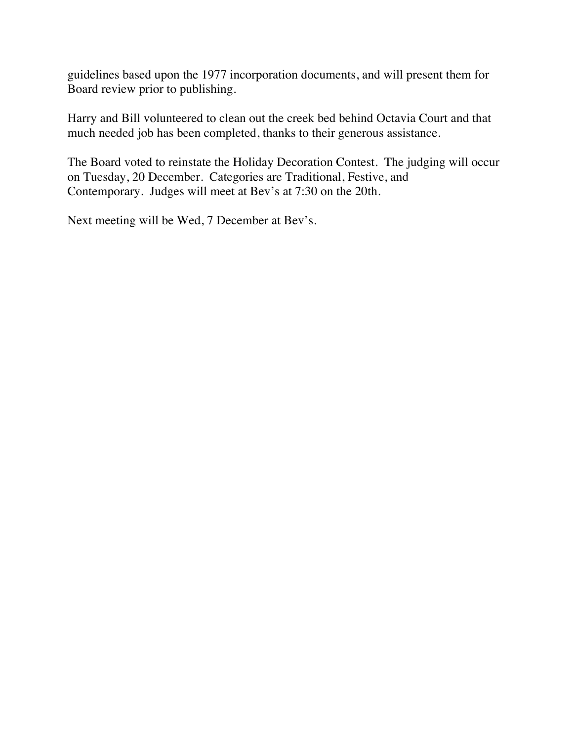guidelines based upon the 1977 incorporation documents, and will present them for Board review prior to publishing.

Harry and Bill volunteered to clean out the creek bed behind Octavia Court and that much needed job has been completed, thanks to their generous assistance.

The Board voted to reinstate the Holiday Decoration Contest. The judging will occur on Tuesday, 20 December. Categories are Traditional, Festive, and Contemporary. Judges will meet at Bev's at 7:30 on the 20th.

Next meeting will be Wed, 7 December at Bev's.